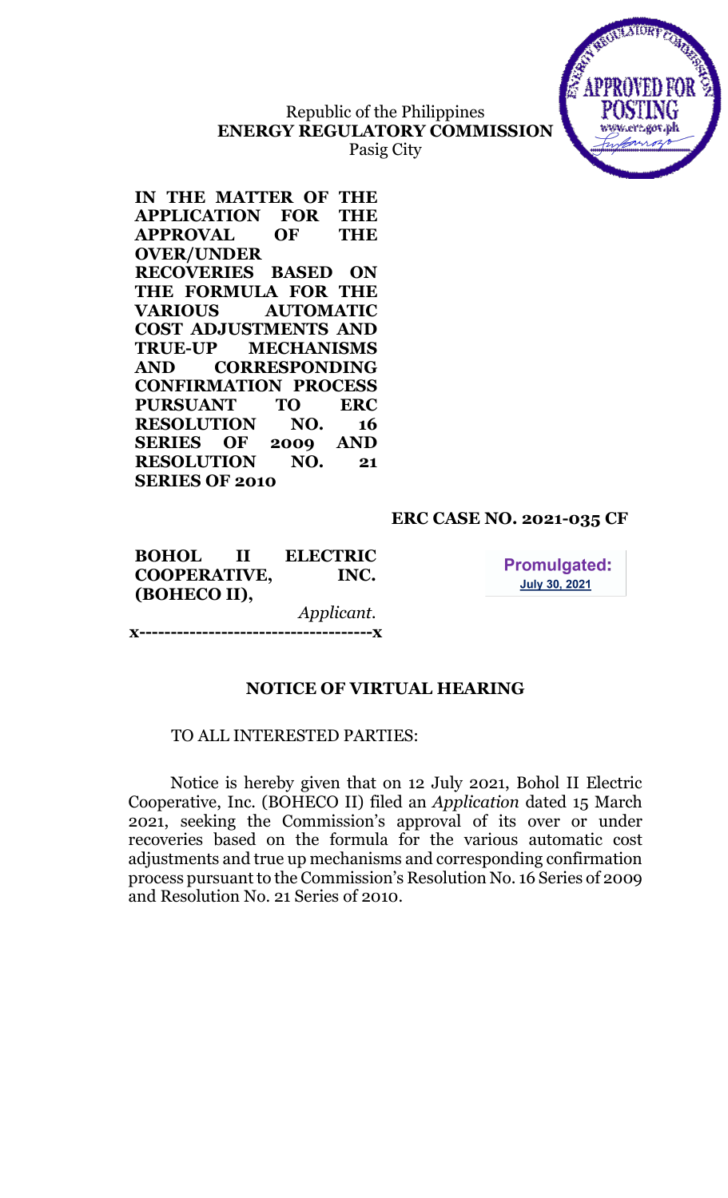Republic of the Philippines
**ENERGY REGULATORY COMMISSION**
Pasig City

**IN THE MATTER OF THE APPLICATION FOR THE APPROVAL OF THE OVER/UNDER RECOVERIES BASED ON THE FORMULA FOR THE VARIOUS AUTOMATIC COST ADJUSTMENTS AND TRUE-UP MECHANISMS AND CORRESPONDING CONFIRMATION PROCESS PURSUANT TO ERC RESOLUTION NO. 16 SERIES OF 2009 AND RESOLUTION NO. 21 SERIES OF 2010**

**ERC CASE NO. 2021-035 CF**

**BOHOL II ELECTRIC COOPERATIVE, INC. (BOHECO II),**
*Applicant.*
**x-------------------------------------x**

**Promulgated:**
**July 30, 2021**

## NOTICE OF VIRTUAL HEARING

TO ALL INTERESTED PARTIES:

Notice is hereby given that on 12 July 2021, Bohol II Electric Cooperative, Inc. (BOHECO II) filed an *Application* dated 15 March 2021, seeking the Commission's approval of its over or under recoveries based on the formula for the various automatic cost adjustments and true up mechanisms and corresponding confirmation process pursuant to the Commission's Resolution No. 16 Series of 2009 and Resolution No. 21 Series of 2010.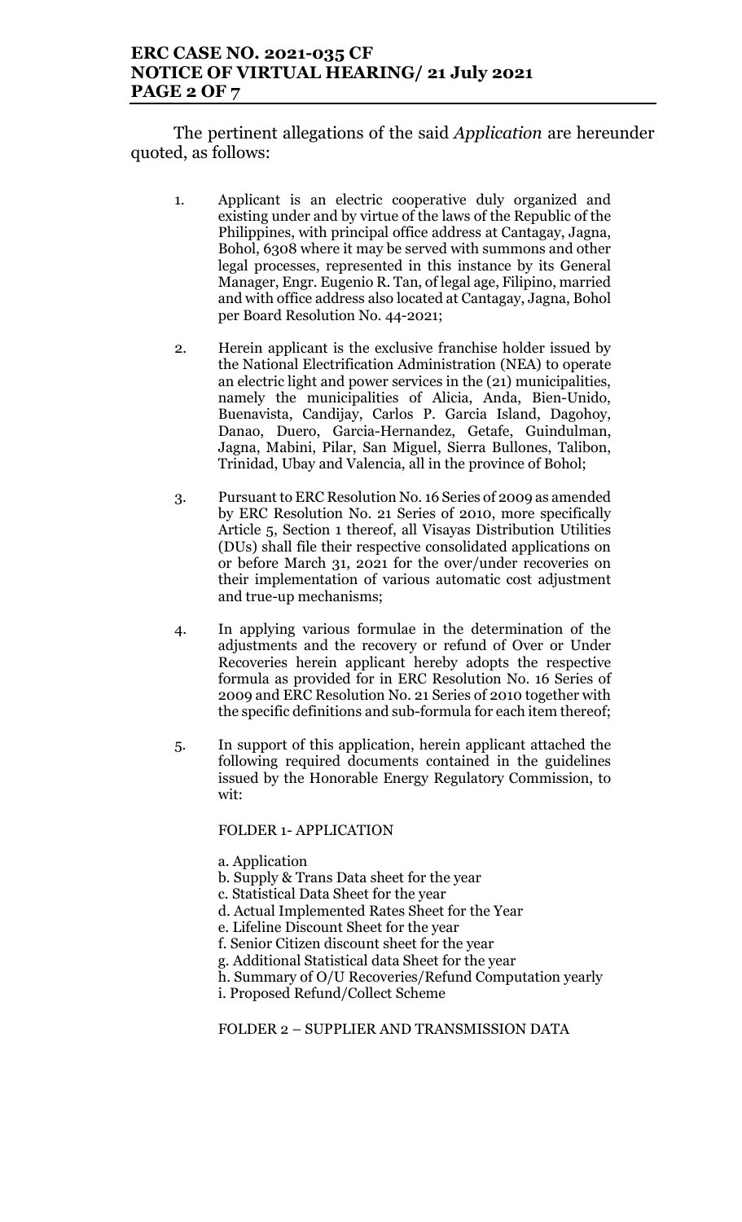The pertinent allegations of the said *Application* are hereunder quoted, as follows:

1. Applicant is an electric cooperative duly organized and existing under and by virtue of the laws of the Republic of the Philippines, with principal office address at Cantagay, Jagna, Bohol, 6308 where it may be served with summons and other legal processes, represented in this instance by its General Manager, Engr. Eugenio R. Tan, of legal age, Filipino, married and with office address also located at Cantagay, Jagna, Bohol per Board Resolution No. 44-2021;

2. Herein applicant is the exclusive franchise holder issued by the National Electrification Administration (NEA) to operate an electric light and power services in the (21) municipalities, namely the municipalities of Alicia, Anda, Bien-Unido, Buenavista, Candijay, Carlos P. Garcia Island, Dagohoy, Danao, Duero, Garcia-Hernandez, Getafe, Guindulman, Jagna, Mabini, Pilar, San Miguel, Sierra Bullones, Talibon, Trinidad, Ubay and Valencia, all in the province of Bohol;

3. Pursuant to ERC Resolution No. 16 Series of 2009 as amended by ERC Resolution No. 21 Series of 2010, more specifically Article 5, Section 1 thereof, all Visayas Distribution Utilities (DUs) shall file their respective consolidated applications on or before March 31, 2021 for the over/under recoveries on their implementation of various automatic cost adjustment and true-up mechanisms;

4. In applying various formulae in the determination of the adjustments and the recovery or refund of Over or Under Recoveries herein applicant hereby adopts the respective formula as provided for in ERC Resolution No. 16 Series of 2009 and ERC Resolution No. 21 Series of 2010 together with the specific definitions and sub-formula for each item thereof;

5. In support of this application, herein applicant attached the following required documents contained in the guidelines issued by the Honorable Energy Regulatory Commission, to wit:

   FOLDER 1- APPLICATION

   a. Application
   b. Supply & Trans Data sheet for the year
   c. Statistical Data Sheet for the year
   d. Actual Implemented Rates Sheet for the Year
   e. Lifeline Discount Sheet for the year
   f. Senior Citizen discount sheet for the year
   g. Additional Statistical data Sheet for the year
   h. Summary of O/U Recoveries/Refund Computation yearly
   i. Proposed Refund/Collect Scheme

   FOLDER 2 – SUPPLIER AND TRANSMISSION DATA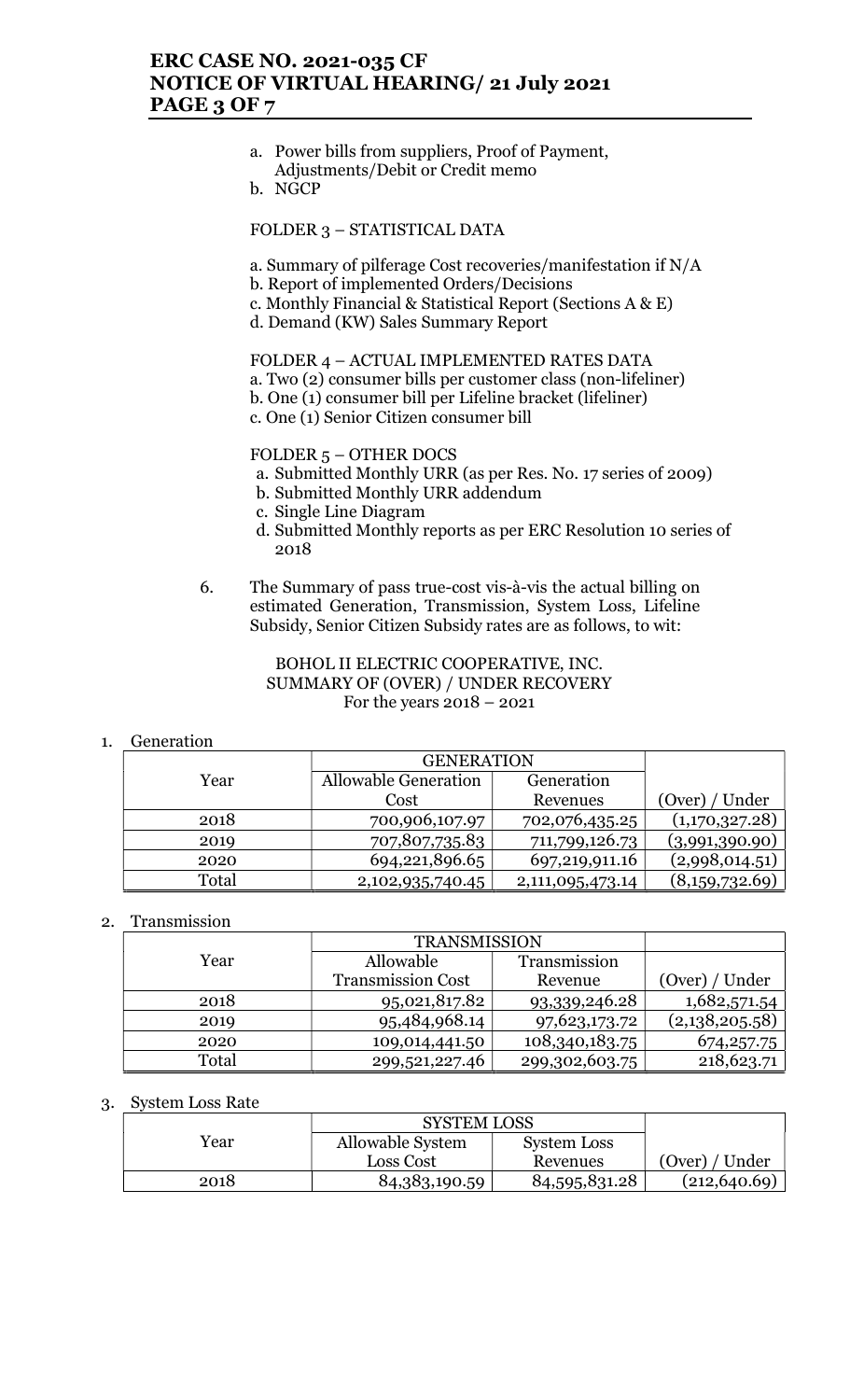a. Power bills from suppliers, Proof of Payment, Adjustments/Debit or Credit memo
b. NGCP

FOLDER 3 – STATISTICAL DATA

a. Summary of pilferage Cost recoveries/manifestation if N/A
b. Report of implemented Orders/Decisions
c. Monthly Financial & Statistical Report (Sections A & E)
d. Demand (KW) Sales Summary Report

FOLDER 4 – ACTUAL IMPLEMENTED RATES DATA
a. Two (2) consumer bills per customer class (non-lifeliner)
b. One (1) consumer bill per Lifeline bracket (lifeliner)
c. One (1) Senior Citizen consumer bill

FOLDER 5 – OTHER DOCS
a. Submitted Monthly URR (as per Res. No. 17 series of 2009)
b. Submitted Monthly URR addendum
c. Single Line Diagram
d. Submitted Monthly reports as per ERC Resolution 10 series of 2018

6. The Summary of pass true-cost vis-à-vis the actual billing on estimated Generation, Transmission, System Loss, Lifeline Subsidy, Senior Citizen Subsidy rates are as follows, to wit:

BOHOL II ELECTRIC COOPERATIVE, INC.
SUMMARY OF (OVER) / UNDER RECOVERY
For the years 2018 – 2021

1. Generation

| Year | GENERATION | | |
|---|---|---|---|
| | Allowable Generation Cost | Generation Revenues | (Over) / Under |
| 2018 | 700,906,107.97 | 702,076,435.25 | (1,170,327.28) |
| 2019 | 707,807,735.83 | 711,799,126.73 | (3,991,390.90) |
| 2020 | 694,221,896.65 | 697,219,911.16 | (2,998,014.51) |
| Total | 2,102,935,740.45 | 2,111,095,473.14 | (8,159,732.69) |

2. Transmission

| Year | TRANSMISSION | | |
|---|---|---|---|
| | Allowable Transmission Cost | Transmission Revenue | (Over) / Under |
| 2018 | 95,021,817.82 | 93,339,246.28 | 1,682,571.54 |
| 2019 | 95,484,968.14 | 97,623,173.72 | (2,138,205.58) |
| 2020 | 109,014,441.50 | 108,340,183.75 | 674,257.75 |
| Total | 299,521,227.46 | 299,302,603.75 | 218,623.71 |

3. System Loss Rate

| Year | SYSTEM LOSS | | |
|---|---|---|---|
| | Allowable System Loss Cost | System Loss Revenues | (Over) / Under |
| 2018 | 84,383,190.59 | 84,595,831.28 | (212,640.69) |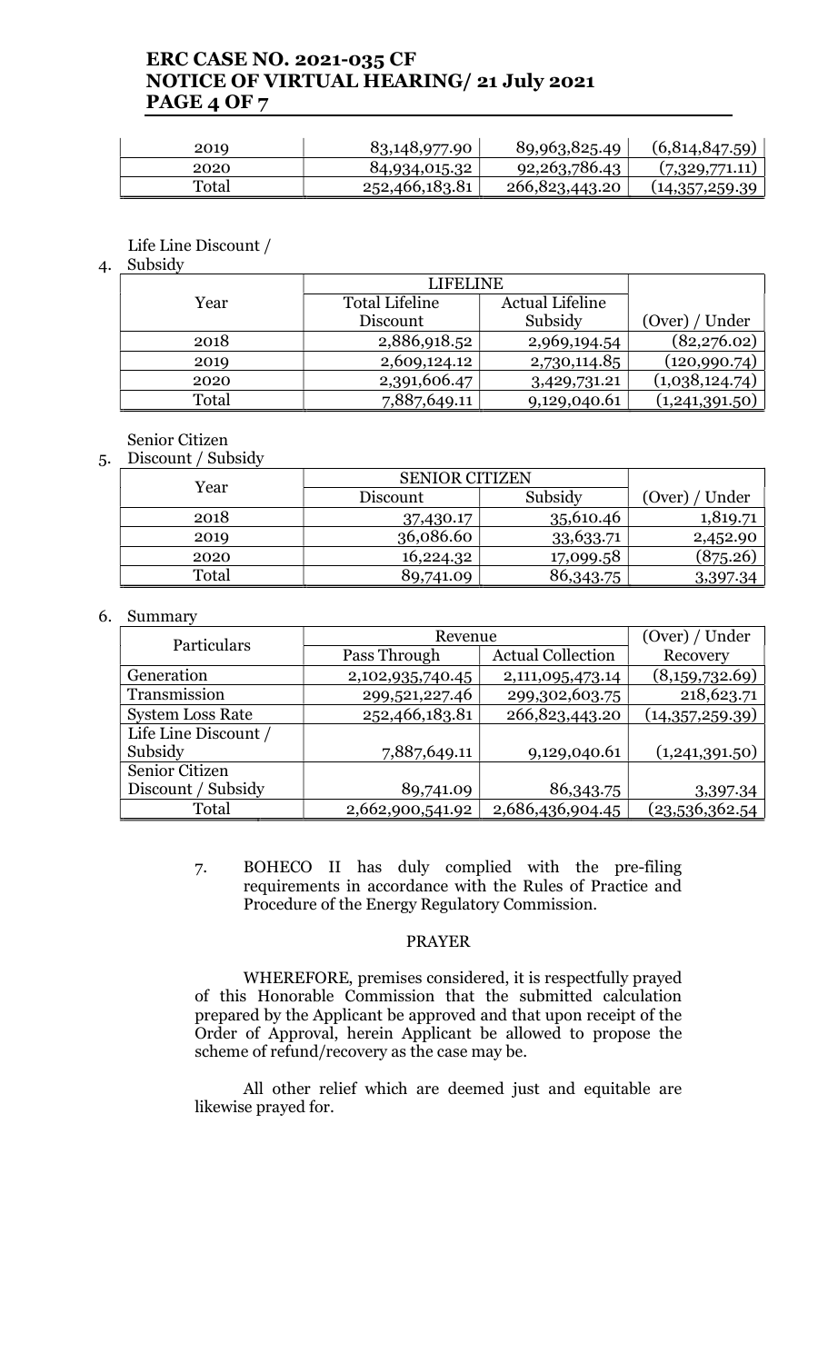| 2019 | 83,148,977.90 | 89,963,825.49 | (6,814,847.59) |
|---|---|---|---|
| 2020 | 84,934,015.32 | 92,263,786.43 | (7,329,771.11) |
| Total | 252,466,183.81 | 266,823,443.20 | (14,357,259.39) |

4. Life Line Discount / Subsidy

| Year | LIFELINE | | |
|---|---|---|---|
| | Total Lifeline Discount | Actual Lifeline Subsidy | (Over) / Under |
| 2018 | 2,886,918.52 | 2,969,194.54 | (82,276.02) |
| 2019 | 2,609,124.12 | 2,730,114.85 | (120,990.74) |
| 2020 | 2,391,606.47 | 3,429,731.21 | (1,038,124.74) |
| Total | 7,887,649.11 | 9,129,040.61 | (1,241,391.50) |

5. Senior Citizen Discount / Subsidy

| Year | SENIOR CITIZEN | | |
|---|---|---|---|
| | Discount | Subsidy | (Over) / Under |
| 2018 | 37,430.17 | 35,610.46 | 1,819.71 |
| 2019 | 36,086.60 | 33,633.71 | 2,452.90 |
| 2020 | 16,224.32 | 17,099.58 | (875.26) |
| Total | 89,741.09 | 86,343.75 | 3,397.34 |

6. Summary

| Particulars | Revenue | | (Over) / Under |
|---|---|---|---|
| | Pass Through | Actual Collection | Recovery |
| Generation | 2,102,935,740.45 | 2,111,095,473.14 | (8,159,732.69) |
| Transmission | 299,521,227.46 | 299,302,603.75 | 218,623.71 |
| System Loss Rate | 252,466,183.81 | 266,823,443.20 | (14,357,259.39) |
| Life Line Discount / Subsidy | 7,887,649.11 | 9,129,040.61 | (1,241,391.50) |
| Senior Citizen Discount / Subsidy | 89,741.09 | 86,343.75 | 3,397.34 |
| Total | 2,662,900,541.92 | 2,686,436,904.45 | (23,536,362.54 |

7. BOHECO II has duly complied with the pre-filing requirements in accordance with the Rules of Practice and Procedure of the Energy Regulatory Commission.

## PRAYER

WHEREFORE, premises considered, it is respectfully prayed of this Honorable Commission that the submitted calculation prepared by the Applicant be approved and that upon receipt of the Order of Approval, herein Applicant be allowed to propose the scheme of refund/recovery as the case may be.

All other relief which are deemed just and equitable are likewise prayed for.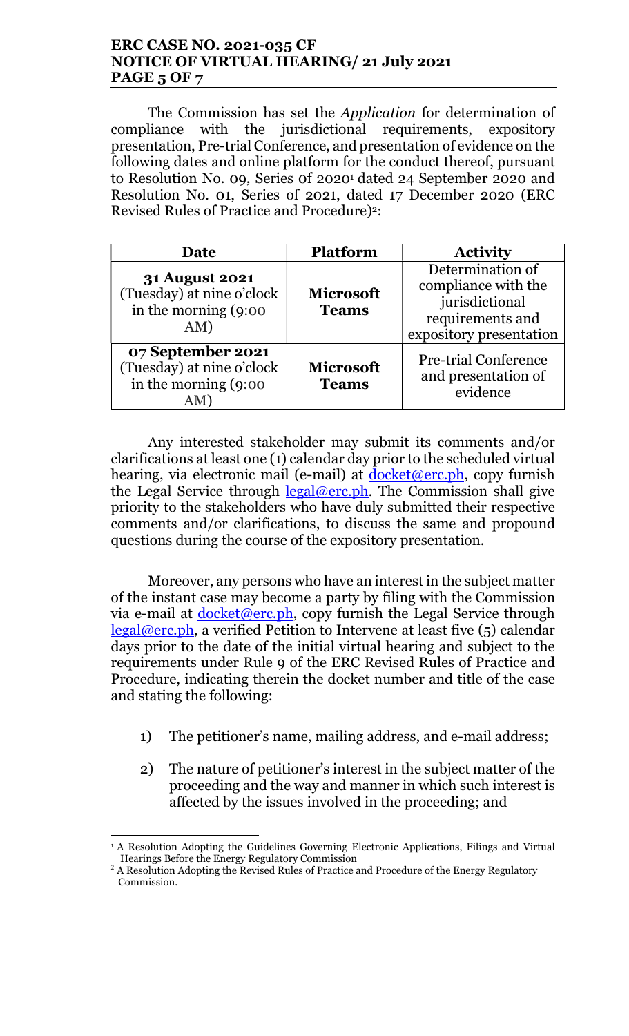The Commission has set the *Application* for determination of compliance with the jurisdictional requirements, expository presentation, Pre-trial Conference, and presentation of evidence on the following dates and online platform for the conduct thereof, pursuant to Resolution No. 09, Series of 2020[1] dated 24 September 2020 and Resolution No. 01, Series of 2021, dated 17 December 2020 (ERC Revised Rules of Practice and Procedure)[2]:

| Date | Platform | Activity |
|---|---|---|
| **31 August 2021** (Tuesday) at nine o'clock in the morning (9:00 AM) | **Microsoft Teams** | Determination of compliance with the jurisdictional requirements and expository presentation |
| **07 September 2021** (Tuesday) at nine o'clock in the morning (9:00 AM) | **Microsoft Teams** | Pre-trial Conference and presentation of evidence |

Any interested stakeholder may submit its comments and/or clarifications at least one (1) calendar day prior to the scheduled virtual hearing, via electronic mail (e-mail) at docket@erc.ph, copy furnish the Legal Service through legal@erc.ph. The Commission shall give priority to the stakeholders who have duly submitted their respective comments and/or clarifications, to discuss the same and propound questions during the course of the expository presentation.

Moreover, any persons who have an interest in the subject matter of the instant case may become a party by filing with the Commission via e-mail at docket@erc.ph, copy furnish the Legal Service through legal@erc.ph, a verified Petition to Intervene at least five (5) calendar days prior to the date of the initial virtual hearing and subject to the requirements under Rule 9 of the ERC Revised Rules of Practice and Procedure, indicating therein the docket number and title of the case and stating the following:

1) The petitioner's name, mailing address, and e-mail address;

2) The nature of petitioner's interest in the subject matter of the proceeding and the way and manner in which such interest is affected by the issues involved in the proceeding; and

---

[1] A Resolution Adopting the Guidelines Governing Electronic Applications, Filings and Virtual Hearings Before the Energy Regulatory Commission

[2] A Resolution Adopting the Revised Rules of Practice and Procedure of the Energy Regulatory Commission.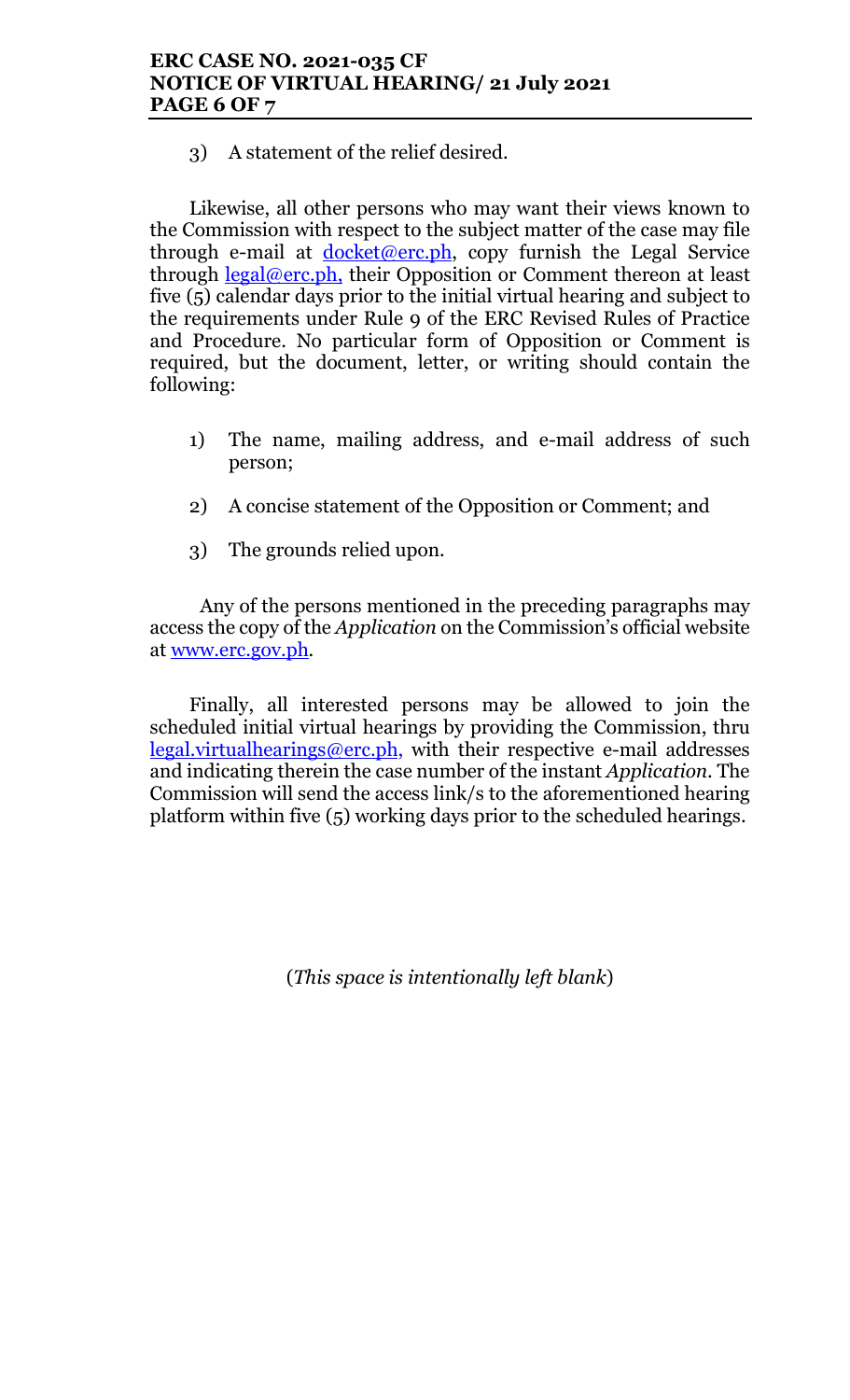3) A statement of the relief desired.

Likewise, all other persons who may want their views known to the Commission with respect to the subject matter of the case may file through e-mail at docket@erc.ph, copy furnish the Legal Service through legal@erc.ph, their Opposition or Comment thereon at least five (5) calendar days prior to the initial virtual hearing and subject to the requirements under Rule 9 of the ERC Revised Rules of Practice and Procedure. No particular form of Opposition or Comment is required, but the document, letter, or writing should contain the following:

1) The name, mailing address, and e-mail address of such person;

2) A concise statement of the Opposition or Comment; and

3) The grounds relied upon.

Any of the persons mentioned in the preceding paragraphs may access the copy of the *Application* on the Commission's official website at www.erc.gov.ph.

Finally, all interested persons may be allowed to join the scheduled initial virtual hearings by providing the Commission, thru legal.virtualhearings@erc.ph, with their respective e-mail addresses and indicating therein the case number of the instant *Application*. The Commission will send the access link/s to the aforementioned hearing platform within five (5) working days prior to the scheduled hearings.

(*This space is intentionally left blank*)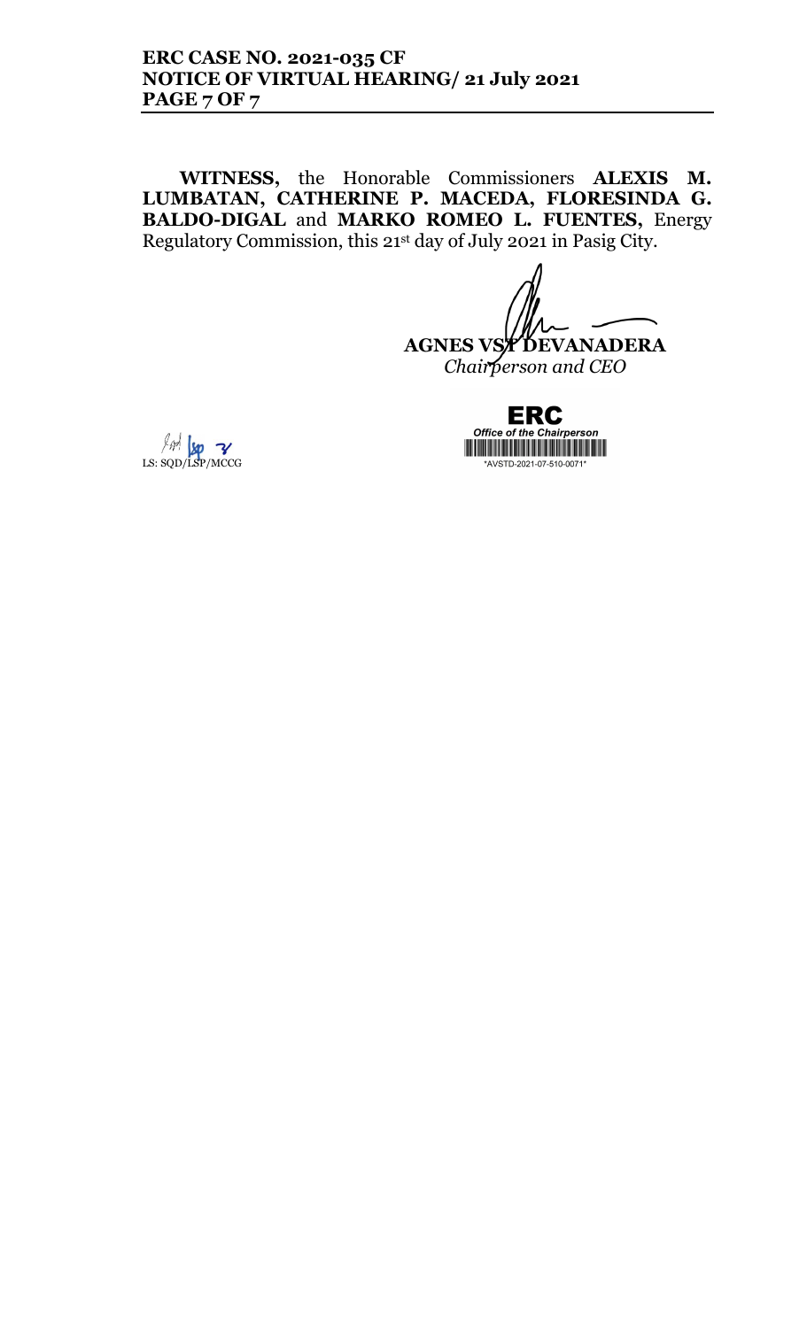**WITNESS,** the Honorable Commissioners **ALEXIS M. LUMBATAN, CATHERINE P. MACEDA, FLORESINDA G. BALDO-DIGAL** and **MARKO ROMEO L. FUENTES,** Energy Regulatory Commission, this 21st day of July 2021 in Pasig City.

**AGNES VST DEVANADERA**
*Chairperson and CEO*

ERC
*Office of the Chairperson*
*AVSTD-2021-07-510-0071*

LS: SQD/LSP/MCCG